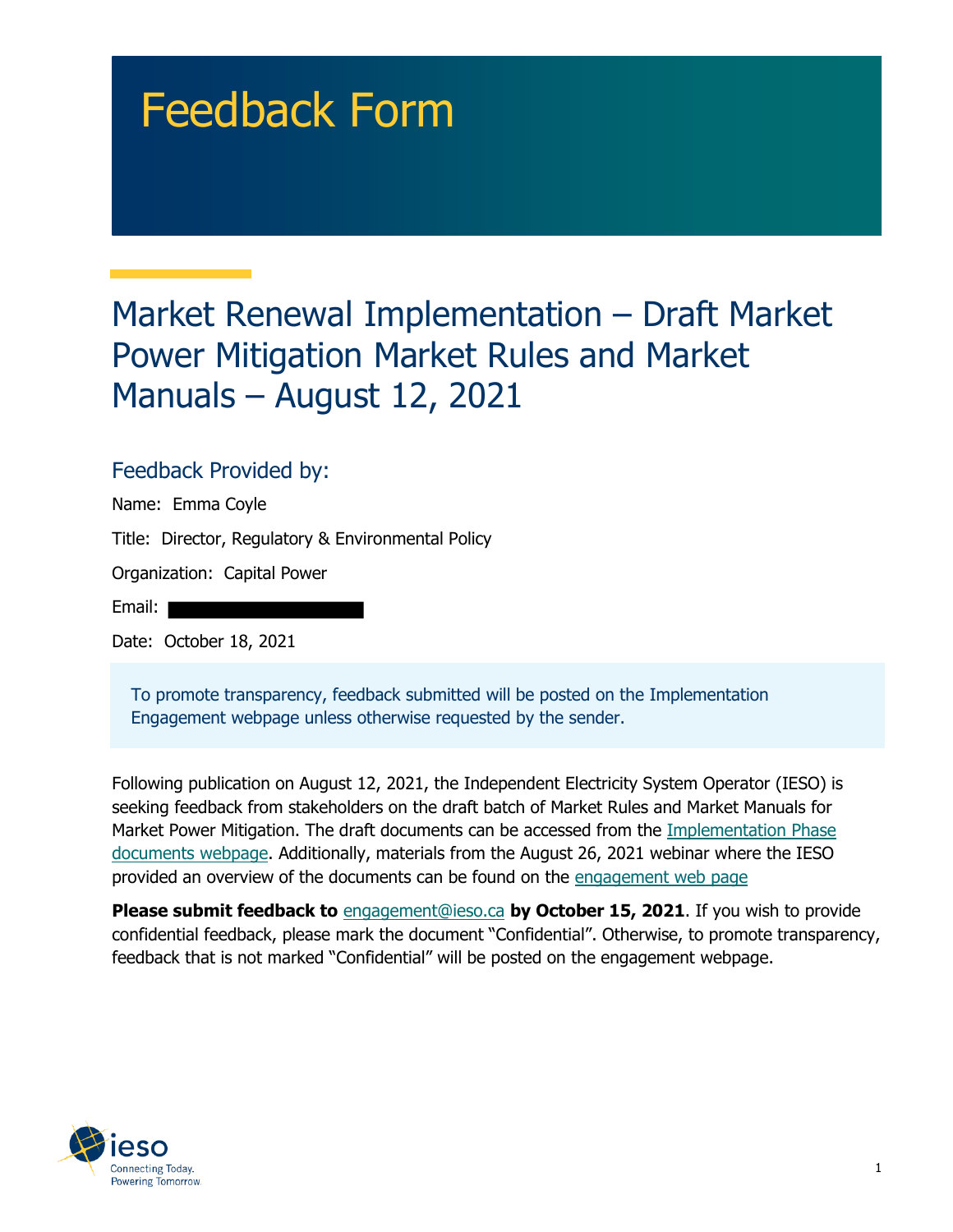# Feedback Form

## Market Renewal Implementation – Draft Market Power Mitigation Market Rules and Market Manuals – August 12, 2021

### Feedback Provided by:

Name: Emma Coyle

Title: Director, Regulatory & Environmental Policy

Organization: Capital Power

Email:

Date: October 18, 2021

To promote transparency, feedback submitted will be posted on the Implementation Engagement webpage unless otherwise requested by the sender.

Following publication on August 12, 2021, the Independent Electricity System Operator (IESO) is seeking feedback from stakeholders on the draft batch of Market Rules and Market Manuals for Market Power Mitigation. The draft documents can be accessed from the Implementation Phase documents webpage. Additionally, materials from the August 26, 2021 webinar where the IESO provided an overview of the documents can be found on the engagement web page

**Please submit feedback to** engagement@ieso.ca **by October 15, 2021**. If you wish to provide confidential feedback, please mark the document "Confidential". Otherwise, to promote transparency, feedback that is not marked "Confidential" will be posted on the engagement webpage.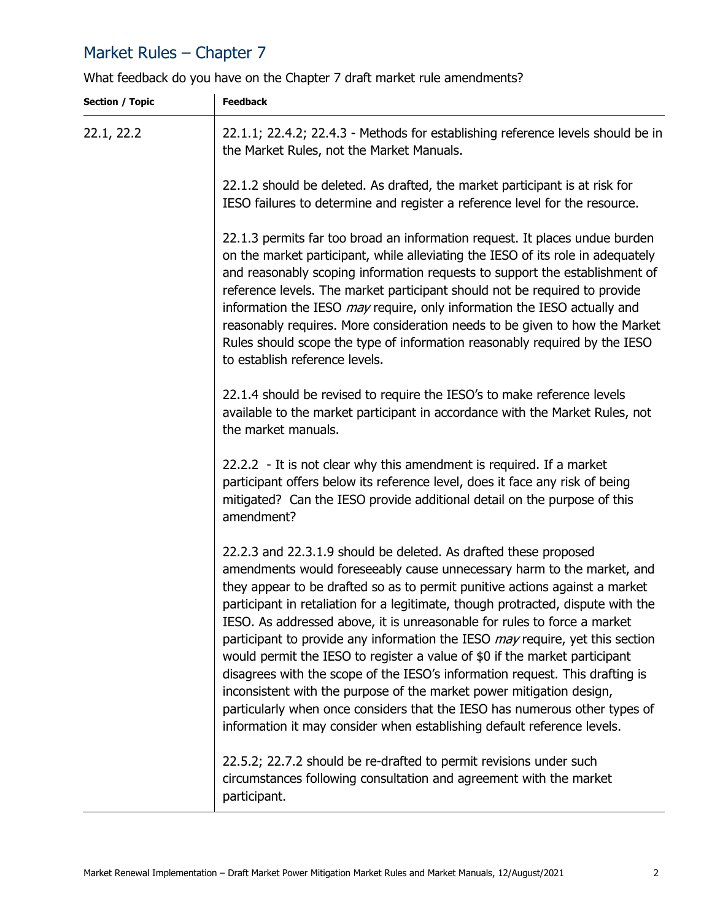## Market Rules – Chapter 7

What feedback do you have on the Chapter 7 draft market rule amendments?

| Section / Topic | Feedback |
|---|---|
| 22.1, 22.2 | 22.1.1; 22.4.2; 22.4.3 - Methods for establishing reference levels should be in the Market Rules, not the Market Manuals.<br><br>22.1.2 should be deleted. As drafted, the market participant is at risk for IESO failures to determine and register a reference level for the resource.<br><br>22.1.3 permits far too broad an information request. It places undue burden on the market participant, while alleviating the IESO of its role in adequately and reasonably scoping information requests to support the establishment of reference levels. The market participant should not be required to provide information the IESO *may* require, only information the IESO actually and reasonably requires. More consideration needs to be given to how the Market Rules should scope the type of information reasonably required by the IESO to establish reference levels.<br><br>22.1.4 should be revised to require the IESO's to make reference levels available to the market participant in accordance with the Market Rules, not the market manuals.<br><br>22.2.2 - It is not clear why this amendment is required. If a market participant offers below its reference level, does it face any risk of being mitigated? Can the IESO provide additional detail on the purpose of this amendment?<br><br>22.2.3 and 22.3.1.9 should be deleted. As drafted these proposed amendments would foreseeably cause unnecessary harm to the market, and they appear to be drafted so as to permit punitive actions against a market participant in retaliation for a legitimate, though protracted, dispute with the IESO. As addressed above, it is unreasonable for rules to force a market participant to provide any information the IESO *may* require, yet this section would permit the IESO to register a value of $0 if the market participant disagrees with the scope of the IESO's information request. This drafting is inconsistent with the purpose of the market power mitigation design, particularly when once considers that the IESO has numerous other types of information it may consider when establishing default reference levels.<br><br>22.5.2; 22.7.2 should be re-drafted to permit revisions under such circumstances following consultation and agreement with the market participant. |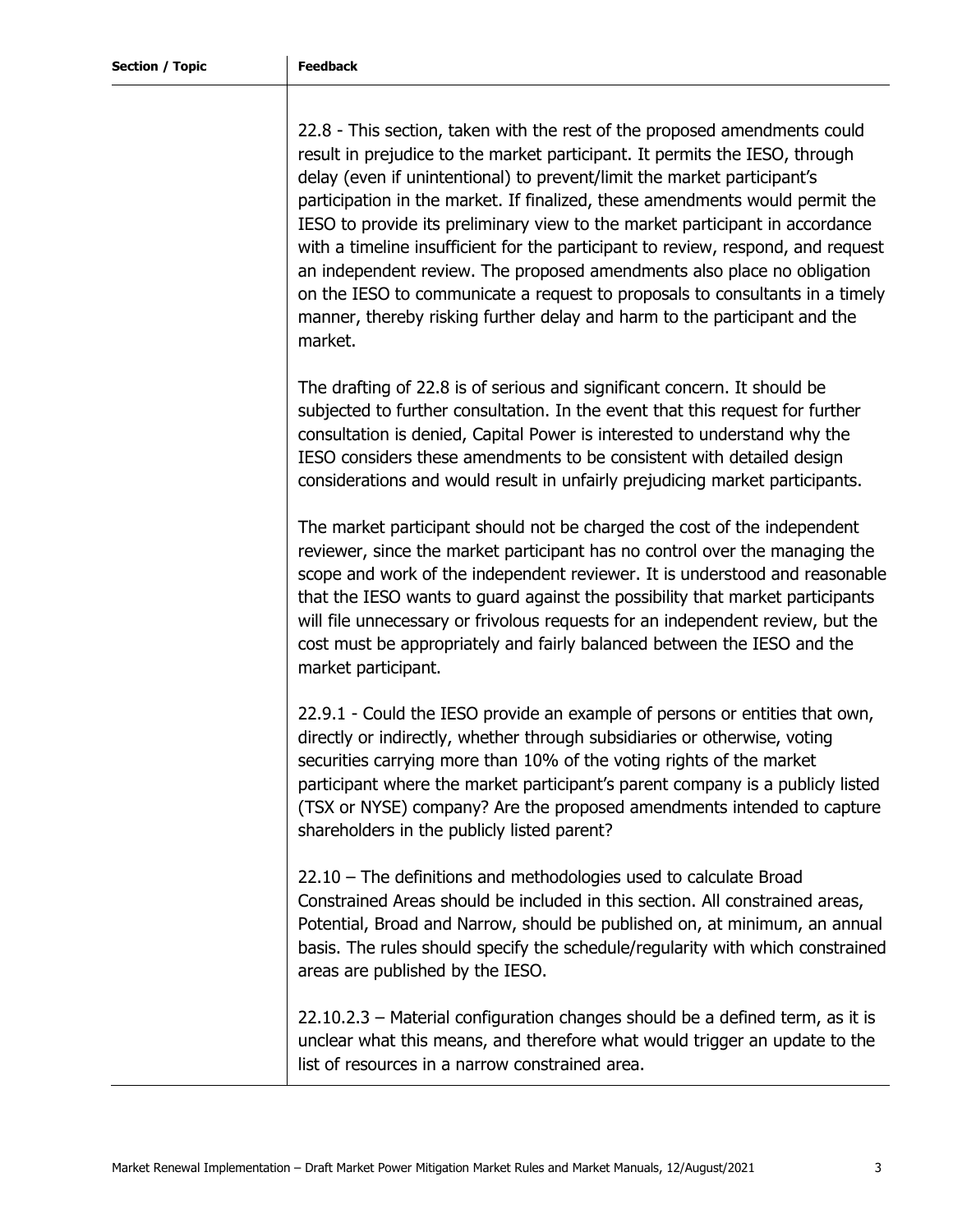| Section / Topic | Feedback |
|---|---|
| | 22.8 - This section, taken with the rest of the proposed amendments could result in prejudice to the market participant. It permits the IESO, through delay (even if unintentional) to prevent/limit the market participant's participation in the market. If finalized, these amendments would permit the IESO to provide its preliminary view to the market participant in accordance with a timeline insufficient for the participant to review, respond, and request an independent review. The proposed amendments also place no obligation on the IESO to communicate a request to proposals to consultants in a timely manner, thereby risking further delay and harm to the participant and the market.<br><br>The drafting of 22.8 is of serious and significant concern. It should be subjected to further consultation. In the event that this request for further consultation is denied, Capital Power is interested to understand why the IESO considers these amendments to be consistent with detailed design considerations and would result in unfairly prejudicing market participants.<br><br>The market participant should not be charged the cost of the independent reviewer, since the market participant has no control over the managing the scope and work of the independent reviewer. It is understood and reasonable that the IESO wants to guard against the possibility that market participants will file unnecessary or frivolous requests for an independent review, but the cost must be appropriately and fairly balanced between the IESO and the market participant.<br><br>22.9.1 - Could the IESO provide an example of persons or entities that own, directly or indirectly, whether through subsidiaries or otherwise, voting securities carrying more than 10% of the voting rights of the market participant where the market participant's parent company is a publicly listed (TSX or NYSE) company? Are the proposed amendments intended to capture shareholders in the publicly listed parent?<br><br>22.10 – The definitions and methodologies used to calculate Broad Constrained Areas should be included in this section. All constrained areas, Potential, Broad and Narrow, should be published on, at minimum, an annual basis. The rules should specify the schedule/regularity with which constrained areas are published by the IESO.<br><br>22.10.2.3 – Material configuration changes should be a defined term, as it is unclear what this means, and therefore what would trigger an update to the list of resources in a narrow constrained area. |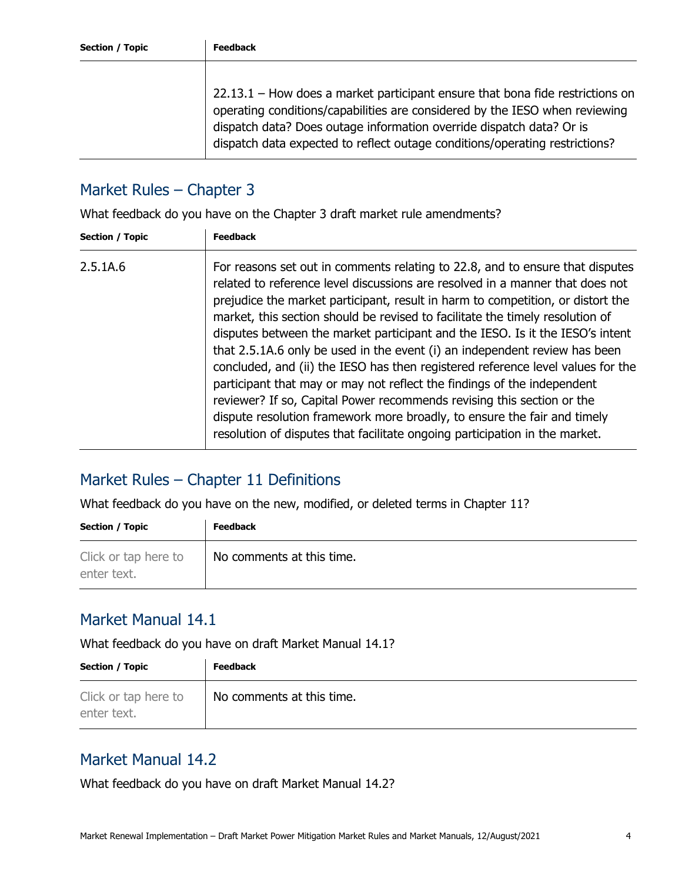| Section / Topic | Feedback |
| --- | --- |
| | 22.13.1 – How does a market participant ensure that bona fide restrictions on operating conditions/capabilities are considered by the IESO when reviewing dispatch data? Does outage information override dispatch data? Or is dispatch data expected to reflect outage conditions/operating restrictions? |

## Market Rules – Chapter 3

What feedback do you have on the Chapter 3 draft market rule amendments?

| Section / Topic | Feedback |
| --- | --- |
| 2.5.1A.6 | For reasons set out in comments relating to 22.8, and to ensure that disputes related to reference level discussions are resolved in a manner that does not prejudice the market participant, result in harm to competition, or distort the market, this section should be revised to facilitate the timely resolution of disputes between the market participant and the IESO. Is it the IESO's intent that 2.5.1A.6 only be used in the event (i) an independent review has been concluded, and (ii) the IESO has then registered reference level values for the participant that may or may not reflect the findings of the independent reviewer? If so, Capital Power recommends revising this section or the dispute resolution framework more broadly, to ensure the fair and timely resolution of disputes that facilitate ongoing participation in the market. |

## Market Rules – Chapter 11 Definitions

What feedback do you have on the new, modified, or deleted terms in Chapter 11?

| Section / Topic | Feedback |
| --- | --- |
| Click or tap here to enter text. | No comments at this time. |

## Market Manual 14.1

What feedback do you have on draft Market Manual 14.1?

| Section / Topic | Feedback |
| --- | --- |
| Click or tap here to enter text. | No comments at this time. |

## Market Manual 14.2

What feedback do you have on draft Market Manual 14.2?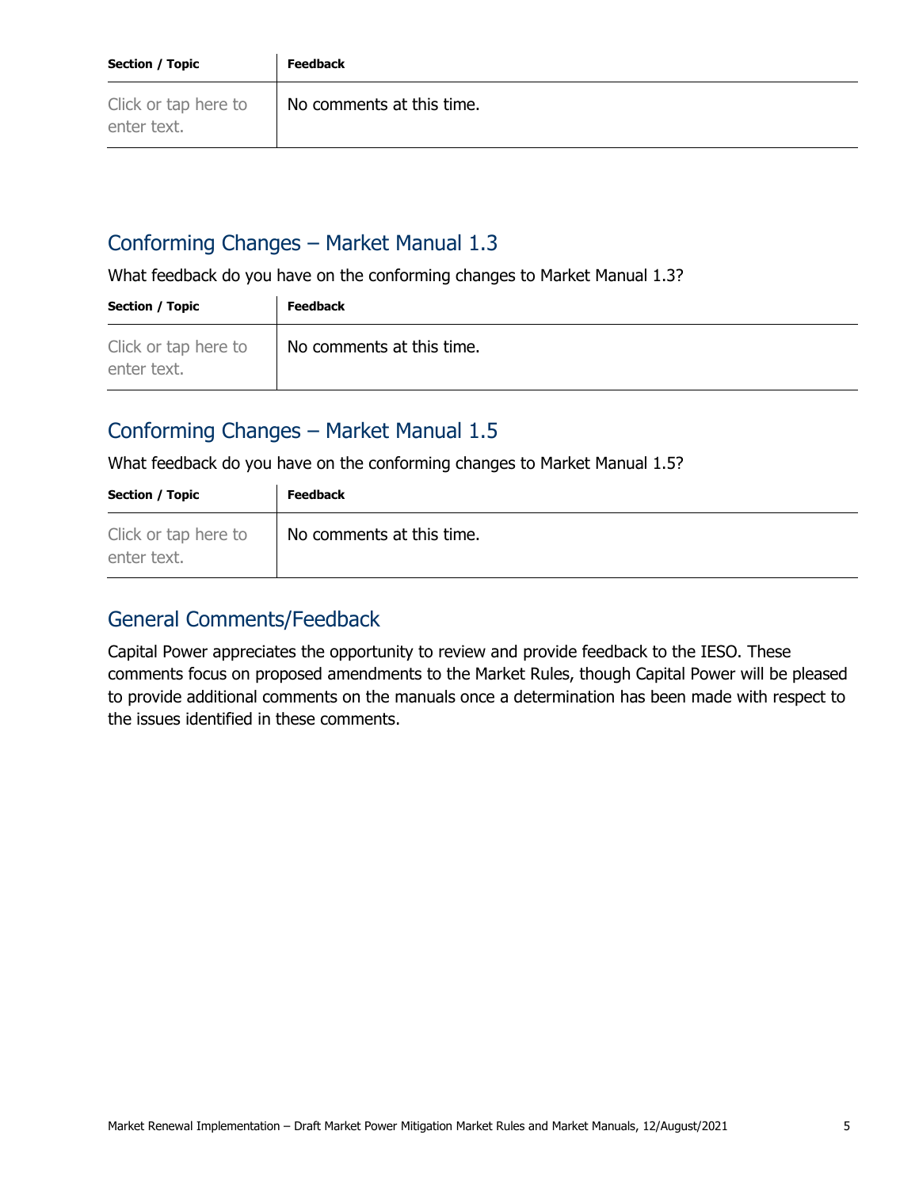| Section / Topic | Feedback |
| --- | --- |
| Click or tap here to enter text. | No comments at this time. |

## Conforming Changes – Market Manual 1.3

What feedback do you have on the conforming changes to Market Manual 1.3?

| Section / Topic | Feedback |
| --- | --- |
| Click or tap here to enter text. | No comments at this time. |

## Conforming Changes – Market Manual 1.5

What feedback do you have on the conforming changes to Market Manual 1.5?

| Section / Topic | Feedback |
| --- | --- |
| Click or tap here to enter text. | No comments at this time. |

## General Comments/Feedback

Capital Power appreciates the opportunity to review and provide feedback to the IESO. These comments focus on proposed amendments to the Market Rules, though Capital Power will be pleased to provide additional comments on the manuals once a determination has been made with respect to the issues identified in these comments.